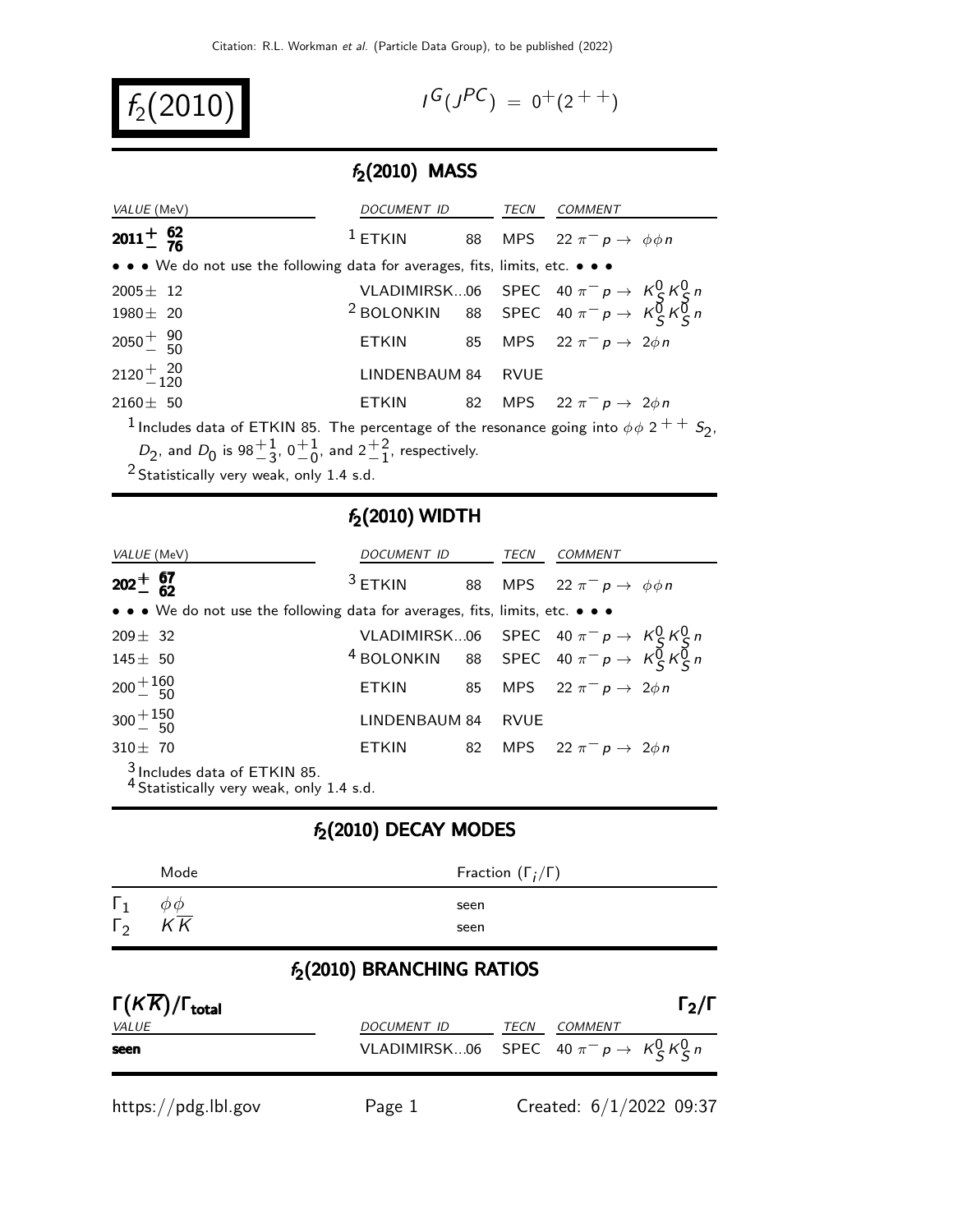# $f_2(2010)$

$I^G(J^{PC}) = 0^+(2^{++})$

## $f_2(2010)$ MASS

| VALUE (MeV) | DOCUMENT ID | | TECN | COMMENT |
|---|---|---|---|---|
| **$2011^{+62}_{-76}$** | [1] ETKIN | 88 | MPS | $22\ \pi^- p \to \phi\phi n$ |
| • • • We do not use the following data for averages, fits, limits, etc. • • • | | | | |
| $2005 \pm 12$ | VLADIMIRSK...06 | | SPEC | $40\ \pi^- p \to K^0_S K^0_S n$ |
| $1980 \pm 20$ | [2] BOLONKIN | 88 | SPEC | $40\ \pi^- p \to K^0_S K^0_S n$ |
| $2050^{+90}_{-50}$ | ETKIN | 85 | MPS | $22\ \pi^- p \to 2\phi n$ |
| $2120^{+20}_{-120}$ | LINDENBAUM 84 | | RVUE | |
| $2160 \pm 50$ | ETKIN | 82 | MPS | $22\ \pi^- p \to 2\phi n$ |

[1] Includes data of ETKIN 85. The percentage of the resonance going into $\phi\phi\ 2^{++}\ S_2$, $D_2$, and $D_0$ is $98^{+1}_{-3}$, $0^{+1}_{-0}$, and $2^{+2}_{-1}$, respectively.

[2] Statistically very weak, only 1.4 s.d.

## $f_2(2010)$ WIDTH

| VALUE (MeV) | DOCUMENT ID | | TECN | COMMENT |
|---|---|---|---|---|
| **$202^{+67}_{-62}$** | [3] ETKIN | 88 | MPS | $22\ \pi^- p \to \phi\phi n$ |
| • • • We do not use the following data for averages, fits, limits, etc. • • • | | | | |
| $209 \pm 32$ | VLADIMIRSK...06 | | SPEC | $40\ \pi^- p \to K^0_S K^0_S n$ |
| $145 \pm 50$ | [4] BOLONKIN | 88 | SPEC | $40\ \pi^- p \to K^0_S K^0_S n$ |
| $200^{+160}_{-50}$ | ETKIN | 85 | MPS | $22\ \pi^- p \to 2\phi n$ |
| $300^{+150}_{-50}$ | LINDENBAUM 84 | | RVUE | |
| $310 \pm 70$ | ETKIN | 82 | MPS | $22\ \pi^- p \to 2\phi n$ |

[3] Includes data of ETKIN 85.

[4] Statistically very weak, only 1.4 s.d.

## $f_2(2010)$ DECAY MODES

| | Mode | Fraction ($\Gamma_i/\Gamma$) |
|---|---|---|
| $\Gamma_1$ | $\phi\phi$ | seen |
| $\Gamma_2$ | $K\overline{K}$ | seen |

## $f_2(2010)$ BRANCHING RATIOS

**$\Gamma(K\overline{K})/\Gamma_{\text{total}}$** $\qquad \Gamma_2/\Gamma$

| VALUE | DOCUMENT ID | TECN | COMMENT |
|---|---|---|---|
| **seen** | VLADIMIRSK...06 | SPEC | $40\ \pi^- p \to K^0_S K^0_S n$ |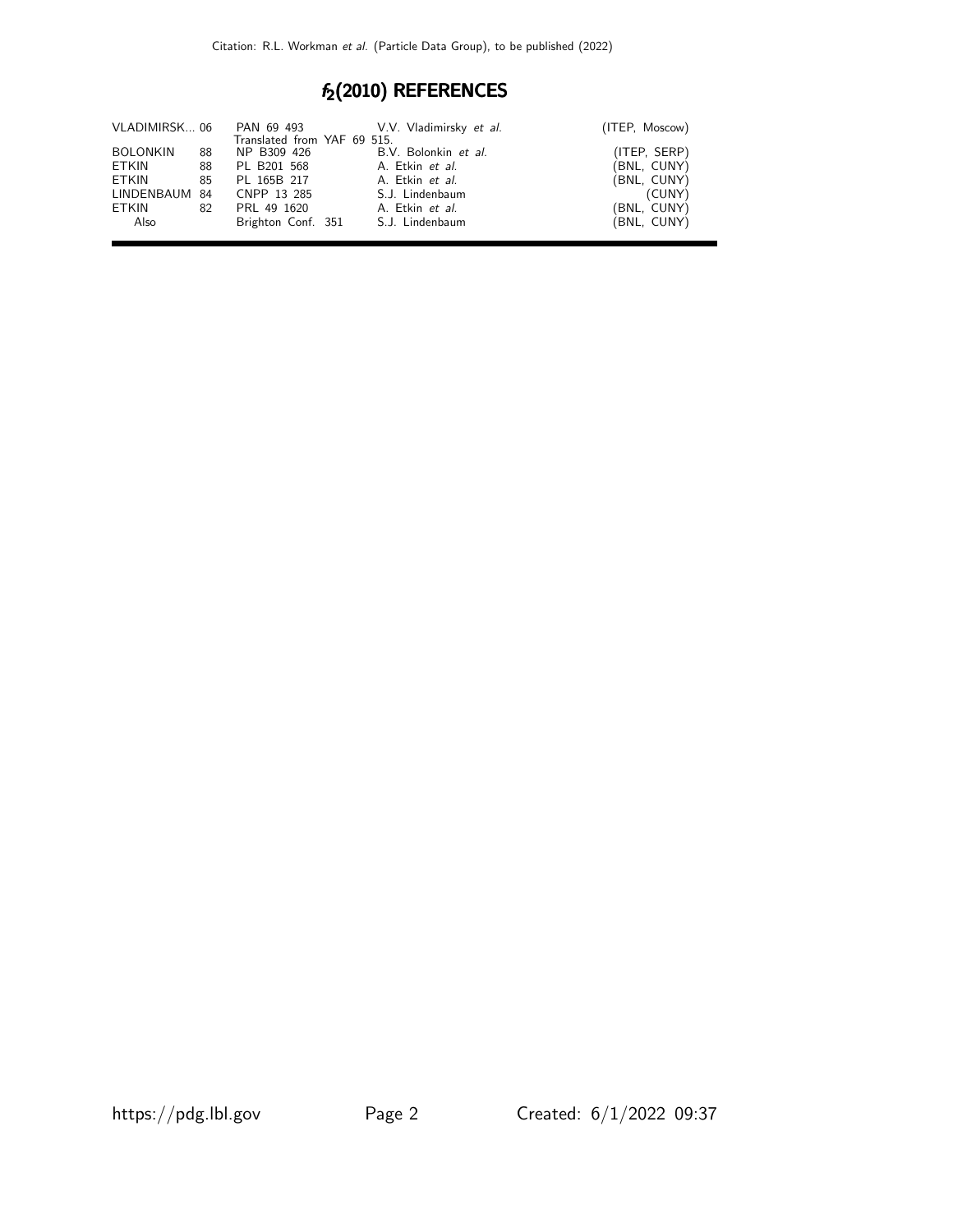# $f_2$(2010) REFERENCES

| | | | | |
|---|---|---|---|---|
| VLADIMIRSK... | 06 | PAN 69 493 | V.V. Vladimirsky *et al.* | (ITEP, Moscow) |
| | | Translated from YAF 69 515. | | |
| BOLONKIN | 88 | NP B309 426 | B.V. Bolonkin *et al.* | (ITEP, SERP) |
| ETKIN | 88 | PL B201 568 | A. Etkin *et al.* | (BNL, CUNY) |
| ETKIN | 85 | PL 165B 217 | A. Etkin *et al.* | (BNL, CUNY) |
| LINDENBAUM | 84 | CNPP 13 285 | S.J. Lindenbaum | (CUNY) |
| ETKIN | 82 | PRL 49 1620 | A. Etkin *et al.* | (BNL, CUNY) |
| Also | | Brighton Conf. 351 | S.J. Lindenbaum | (BNL, CUNY) |